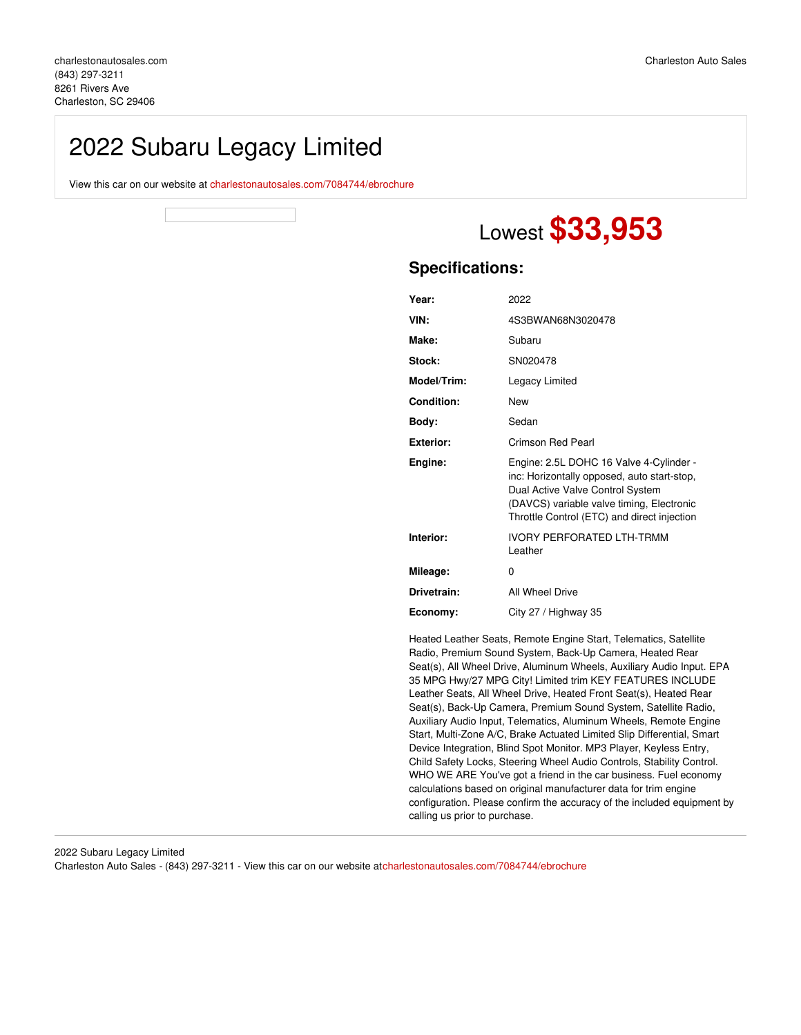charlestonautosales.com
(843) 297-3211
8261 Rivers Ave
Charleston, SC 29406

Charleston Auto Sales

# 2022 Subaru Legacy Limited

View this car on our website at charlestonautosales.com/7084744/ebrochure

Lowest **$33,953**

## Specifications:

| | |
|---|---|
| **Year:** | 2022 |
| **VIN:** | 4S3BWAN68N3020478 |
| **Make:** | Subaru |
| **Stock:** | SN020478 |
| **Model/Trim:** | Legacy Limited |
| **Condition:** | New |
| **Body:** | Sedan |
| **Exterior:** | Crimson Red Pearl |
| **Engine:** | Engine: 2.5L DOHC 16 Valve 4-Cylinder - inc: Horizontally opposed, auto start-stop, Dual Active Valve Control System (DAVCS) variable valve timing, Electronic Throttle Control (ETC) and direct injection |
| **Interior:** | IVORY PERFORATED LTH-TRMM Leather |
| **Mileage:** | 0 |
| **Drivetrain:** | All Wheel Drive |
| **Economy:** | City 27 / Highway 35 |

Heated Leather Seats, Remote Engine Start, Telematics, Satellite Radio, Premium Sound System, Back-Up Camera, Heated Rear Seat(s), All Wheel Drive, Aluminum Wheels, Auxiliary Audio Input. EPA 35 MPG Hwy/27 MPG City! Limited trim KEY FEATURES INCLUDE Leather Seats, All Wheel Drive, Heated Front Seat(s), Heated Rear Seat(s), Back-Up Camera, Premium Sound System, Satellite Radio, Auxiliary Audio Input, Telematics, Aluminum Wheels, Remote Engine Start, Multi-Zone A/C, Brake Actuated Limited Slip Differential, Smart Device Integration, Blind Spot Monitor. MP3 Player, Keyless Entry, Child Safety Locks, Steering Wheel Audio Controls, Stability Control. WHO WE ARE You've got a friend in the car business. Fuel economy calculations based on original manufacturer data for trim engine configuration. Please confirm the accuracy of the included equipment by calling us prior to purchase.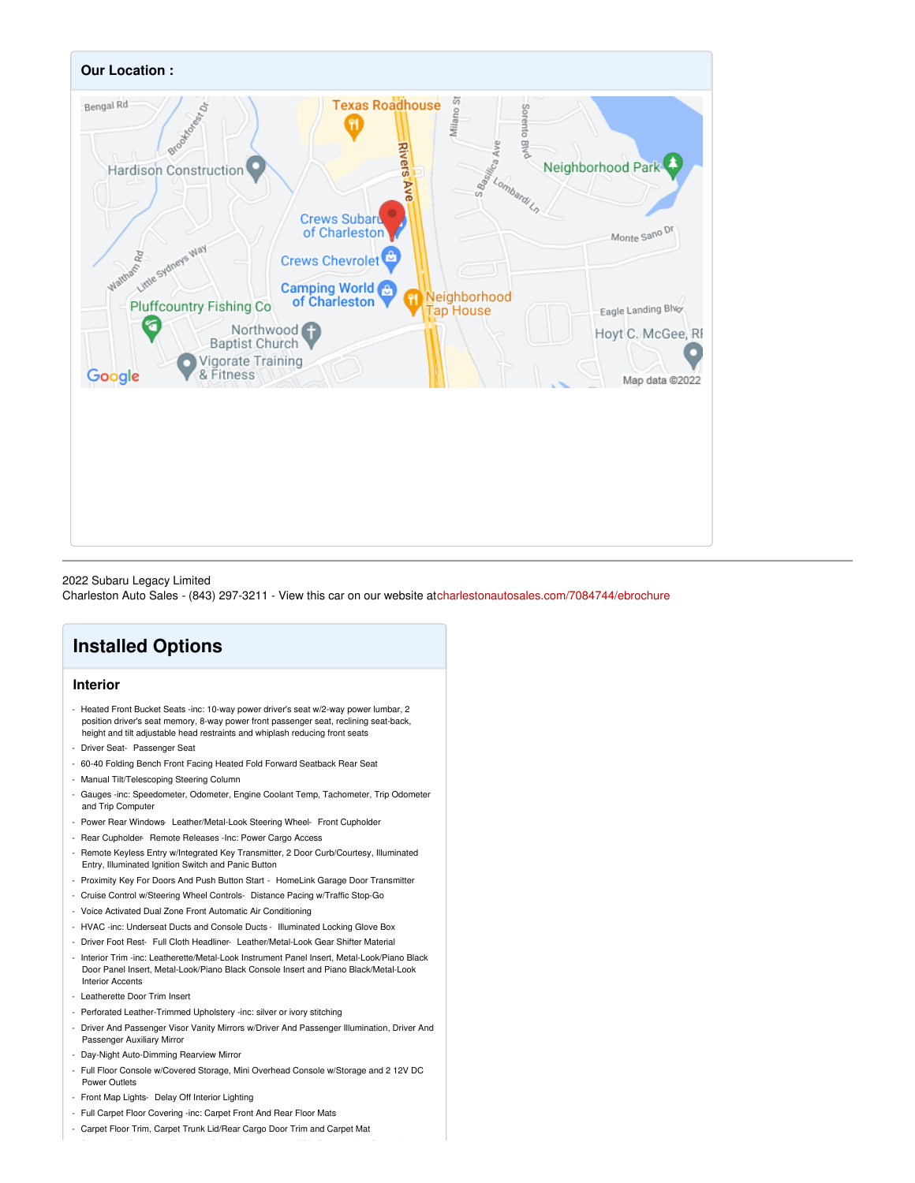## Our Location :

2022 Subaru Legacy Limited
Charleston Auto Sales - (843) 297-3211 - View this car on our website at charlestonautosales.com/7084744/ebrochure

# Installed Options

### Interior

- Heated Front Bucket Seats -inc: 10-way power driver's seat w/2-way power lumbar, 2 position driver's seat memory, 8-way power front passenger seat, reclining seat-back, height and tilt adjustable head restraints and whiplash reducing front seats
- Driver Seat- Passenger Seat
- 60-40 Folding Bench Front Facing Heated Fold Forward Seatback Rear Seat
- Manual Tilt/Telescoping Steering Column
- Gauges -inc: Speedometer, Odometer, Engine Coolant Temp, Tachometer, Trip Odometer and Trip Computer
- Power Rear Windows- Leather/Metal-Look Steering Wheel- Front Cupholder
- Rear Cupholder- Remote Releases -Inc: Power Cargo Access
- Remote Keyless Entry w/Integrated Key Transmitter, 2 Door Curb/Courtesy, Illuminated Entry, Illuminated Ignition Switch and Panic Button
- Proximity Key For Doors And Push Button Start - HomeLink Garage Door Transmitter
- Cruise Control w/Steering Wheel Controls- Distance Pacing w/Traffic Stop-Go
- Voice Activated Dual Zone Front Automatic Air Conditioning
- HVAC -inc: Underseat Ducts and Console Ducts - Illuminated Locking Glove Box
- Driver Foot Rest- Full Cloth Headliner- Leather/Metal-Look Gear Shifter Material
- Interior Trim -inc: Leatherette/Metal-Look Instrument Panel Insert, Metal-Look/Piano Black Door Panel Insert, Metal-Look/Piano Black Console Insert and Piano Black/Metal-Look Interior Accents
- Leatherette Door Trim Insert
- Perforated Leather-Trimmed Upholstery -inc: silver or ivory stitching
- Driver And Passenger Visor Vanity Mirrors w/Driver And Passenger Illumination, Driver And Passenger Auxiliary Mirror
- Day-Night Auto-Dimming Rearview Mirror
- Full Floor Console w/Covered Storage, Mini Overhead Console w/Storage and 2 12V DC Power Outlets
- Front Map Lights- Delay Off Interior Lighting
- Full Carpet Floor Covering -inc: Carpet Front And Rear Floor Mats
- Carpet Floor Trim, Carpet Trunk Lid/Rear Cargo Door Trim and Carpet Mat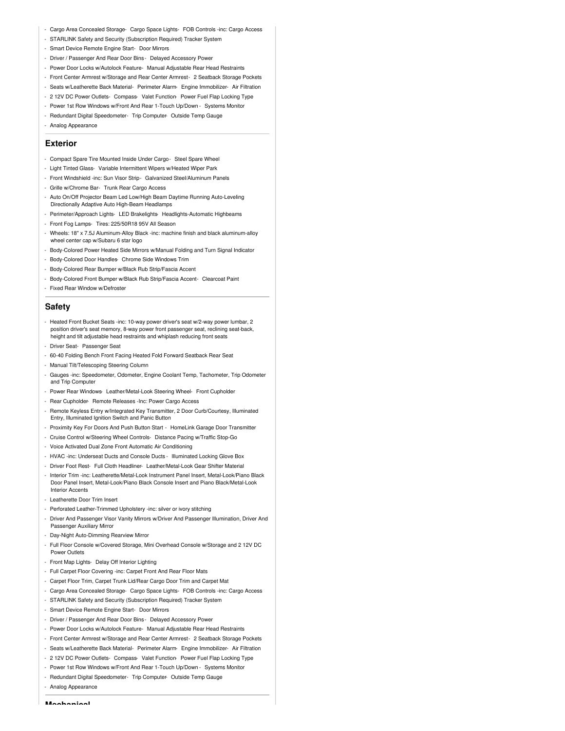- Cargo Area Concealed Storage- Cargo Space Lights- FOB Controls -inc: Cargo Access
- STARLINK Safety and Security (Subscription Required) Tracker System
- Smart Device Remote Engine Start- Door Mirrors
- Driver / Passenger And Rear Door Bins - Delayed Accessory Power
- Power Door Locks w/Autolock Feature- Manual Adjustable Rear Head Restraints
- Front Center Armrest w/Storage and Rear Center Armrest - 2 Seatback Storage Pockets
- Seats w/Leatherette Back Material- Perimeter Alarm- Engine Immobilizer- Air Filtration
- 2 12V DC Power Outlets- Compass- Valet Function- Power Fuel Flap Locking Type
- Power 1st Row Windows w/Front And Rear 1-Touch Up/Down - Systems Monitor
- Redundant Digital Speedometer- Trip Computer- Outside Temp Gauge
- Analog Appearance

## Exterior

- Compact Spare Tire Mounted Inside Under Cargo - Steel Spare Wheel
- Light Tinted Glass- Variable Intermittent Wipers w/Heated Wiper Park
- Front Windshield -inc: Sun Visor Strip- Galvanized Steel/Aluminum Panels
- Grille w/Chrome Bar- Trunk Rear Cargo Access
- Auto On/Off Projector Beam Led Low/High Beam Daytime Running Auto-Leveling Directionally Adaptive Auto High-Beam Headlamps
- Perimeter/Approach Lights- LED Brakelights- Headlights-Automatic Highbeams
- Front Fog Lamps- Tires: 225/50R18 95V All Season
- Wheels: 18" x 7.5J Aluminum-Alloy Black -inc: machine finish and black aluminum-alloy wheel center cap w/Subaru 6 star logo
- Body-Colored Power Heated Side Mirrors w/Manual Folding and Turn Signal Indicator
- Body-Colored Door Handles- Chrome Side Windows Trim
- Body-Colored Rear Bumper w/Black Rub Strip/Fascia Accent
- Body-Colored Front Bumper w/Black Rub Strip/Fascia Accent- Clearcoat Paint
- Fixed Rear Window w/Defroster

## Safety

- Heated Front Bucket Seats -inc: 10-way power driver's seat w/2-way power lumbar, 2 position driver's seat memory, 8-way power front passenger seat, reclining seat-back, height and tilt adjustable head restraints and whiplash reducing front seats
- Driver Seat- Passenger Seat
- 60-40 Folding Bench Front Facing Heated Fold Forward Seatback Rear Seat
- Manual Tilt/Telescoping Steering Column
- Gauges -inc: Speedometer, Odometer, Engine Coolant Temp, Tachometer, Trip Odometer and Trip Computer
- Power Rear Windows- Leather/Metal-Look Steering Wheel- Front Cupholder
- Rear Cupholder- Remote Releases -Inc: Power Cargo Access
- Remote Keyless Entry w/Integrated Key Transmitter, 2 Door Curb/Courtesy, Illuminated Entry, Illuminated Ignition Switch and Panic Button
- Proximity Key For Doors And Push Button Start - HomeLink Garage Door Transmitter
- Cruise Control w/Steering Wheel Controls- Distance Pacing w/Traffic Stop-Go
- Voice Activated Dual Zone Front Automatic Air Conditioning
- HVAC -inc: Underseat Ducts and Console Ducts - Illuminated Locking Glove Box
- Driver Foot Rest- Full Cloth Headliner- Leather/Metal-Look Gear Shifter Material
- Interior Trim -inc: Leatherette/Metal-Look Instrument Panel Insert, Metal-Look/Piano Black Door Panel Insert, Metal-Look/Piano Black Console Insert and Piano Black/Metal-Look Interior Accents
- Leatherette Door Trim Insert
- Perforated Leather-Trimmed Upholstery -inc: silver or ivory stitching
- Driver And Passenger Visor Vanity Mirrors w/Driver And Passenger Illumination, Driver And Passenger Auxiliary Mirror
- Day-Night Auto-Dimming Rearview Mirror
- Full Floor Console w/Covered Storage, Mini Overhead Console w/Storage and 2 12V DC Power Outlets
- Front Map Lights- Delay Off Interior Lighting
- Full Carpet Floor Covering -inc: Carpet Front And Rear Floor Mats
- Carpet Floor Trim, Carpet Trunk Lid/Rear Cargo Door Trim and Carpet Mat
- Cargo Area Concealed Storage- Cargo Space Lights- FOB Controls -inc: Cargo Access
- STARLINK Safety and Security (Subscription Required) Tracker System
- Smart Device Remote Engine Start- Door Mirrors
- Driver / Passenger And Rear Door Bins - Delayed Accessory Power
- Power Door Locks w/Autolock Feature- Manual Adjustable Rear Head Restraints
- Front Center Armrest w/Storage and Rear Center Armrest - 2 Seatback Storage Pockets
- Seats w/Leatherette Back Material- Perimeter Alarm- Engine Immobilizer- Air Filtration
- 2 12V DC Power Outlets- Compass- Valet Function- Power Fuel Flap Locking Type
- Power 1st Row Windows w/Front And Rear 1-Touch Up/Down - Systems Monitor
- Redundant Digital Speedometer- Trip Computer- Outside Temp Gauge
- Analog Appearance

## Mechanical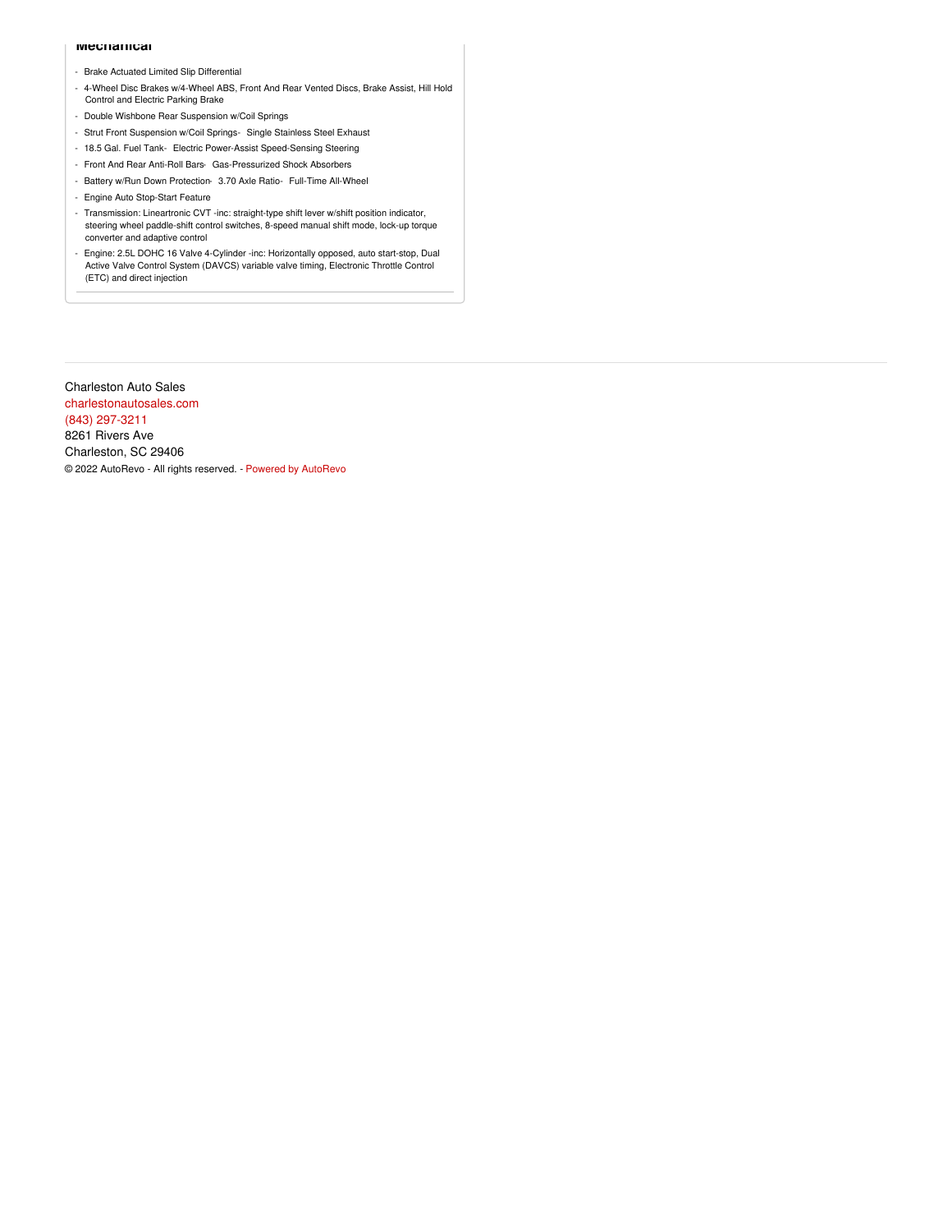#### Mechanical

- Brake Actuated Limited Slip Differential
- 4-Wheel Disc Brakes w/4-Wheel ABS, Front And Rear Vented Discs, Brake Assist, Hill Hold Control and Electric Parking Brake
- Double Wishbone Rear Suspension w/Coil Springs
- Strut Front Suspension w/Coil Springs- Single Stainless Steel Exhaust
- 18.5 Gal. Fuel Tank- Electric Power-Assist Speed-Sensing Steering
- Front And Rear Anti-Roll Bars- Gas-Pressurized Shock Absorbers
- Battery w/Run Down Protection- 3.70 Axle Ratio- Full-Time All-Wheel
- Engine Auto Stop-Start Feature
- Transmission: Lineartronic CVT -inc: straight-type shift lever w/shift position indicator, steering wheel paddle-shift control switches, 8-speed manual shift mode, lock-up torque converter and adaptive control
- Engine: 2.5L DOHC 16 Valve 4-Cylinder -inc: Horizontally opposed, auto start-stop, Dual Active Valve Control System (DAVCS) variable valve timing, Electronic Throttle Control (ETC) and direct injection

---

Charleston Auto Sales
charlestonautosales.com
(843) 297-3211
8261 Rivers Ave
Charleston, SC 29406
© 2022 AutoRevo - All rights reserved. - Powered by AutoRevo